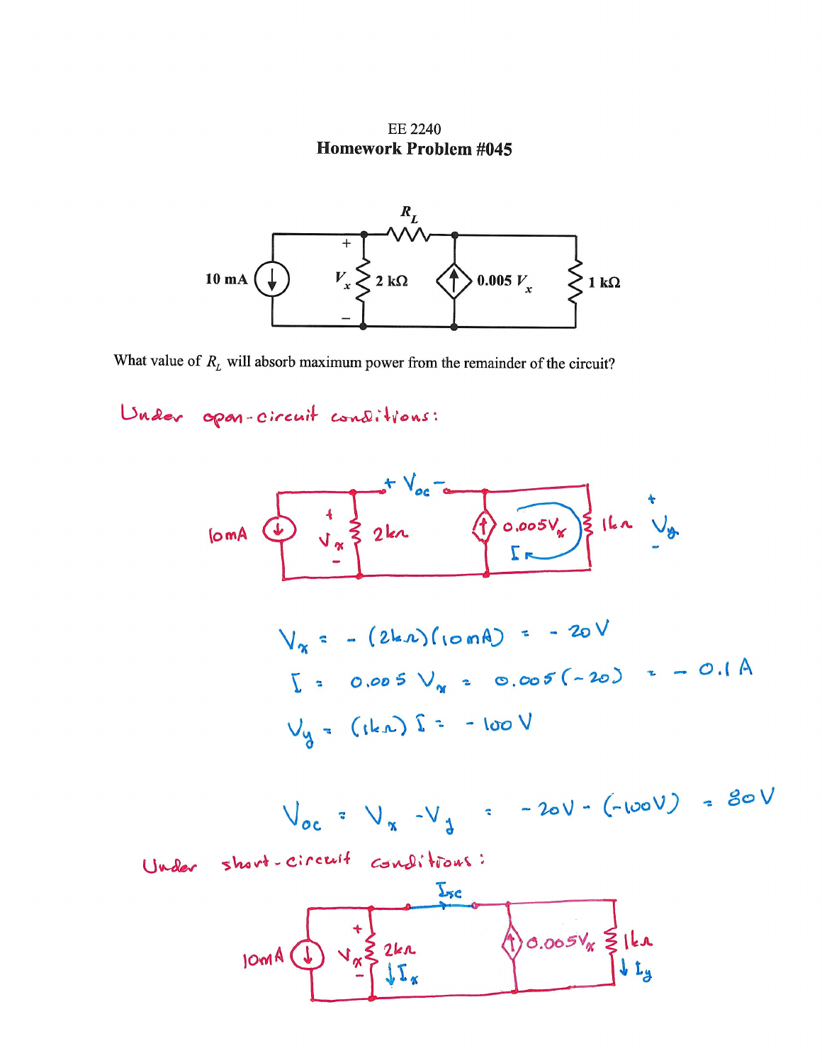EE 2240

**Homework Problem #045**

What value of $R_L$ will absorb maximum power from the remainder of the circuit?

Under open-circuit conditions:

$$V_x = -(2k\Omega)(10mA) = -20V$$

$$I = 0.005\,V_x = 0.005(-20) = -0.1\,A$$

$$V_y = (1k\Omega)\,I = -100\,V$$

$$V_{oc} = V_x - V_y = -20V - (-100V) = 80V$$

Under short-circuit conditions: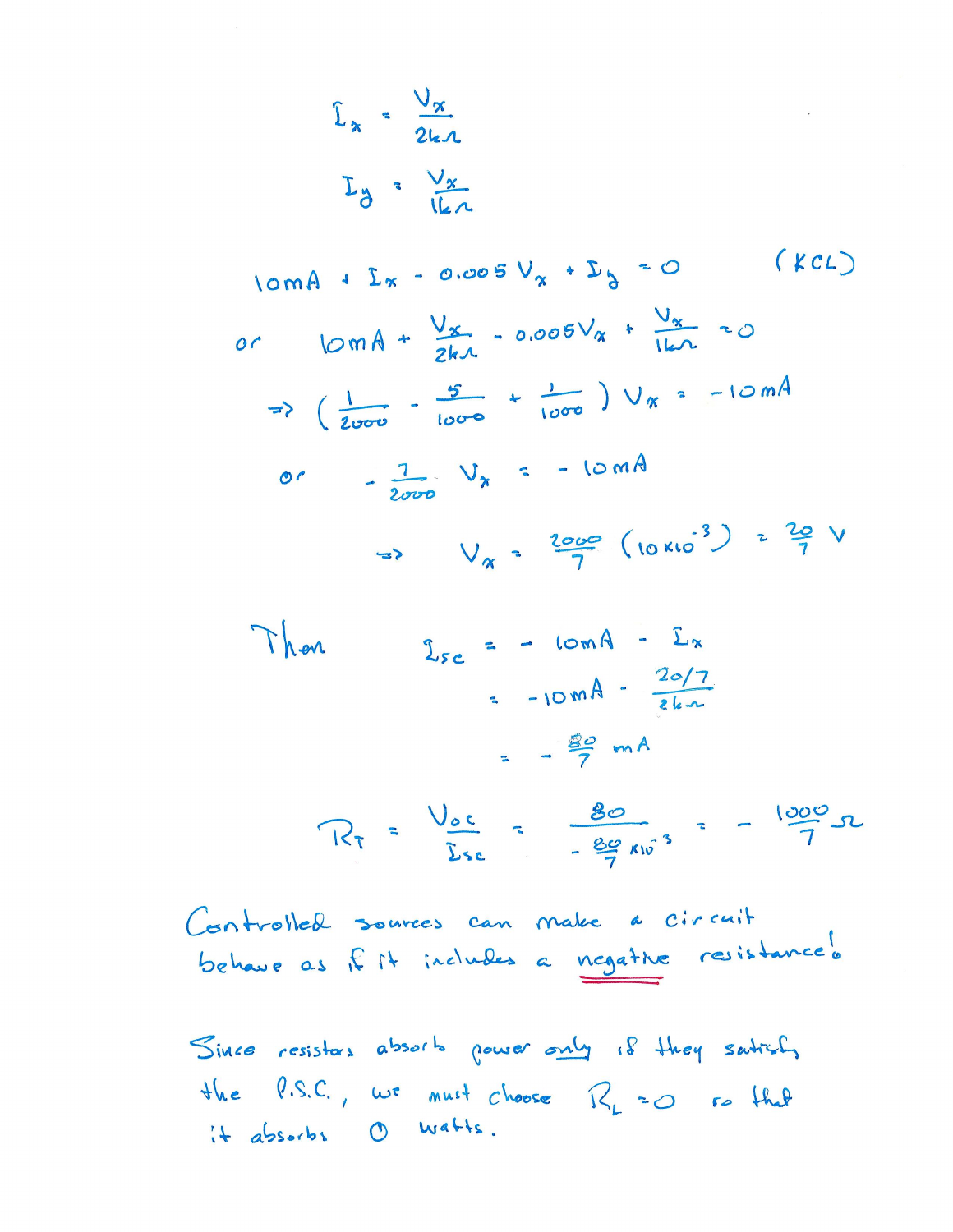$$I_x = \frac{V_x}{2k\Omega}$$

$$I_y = \frac{V_x}{1k\Omega}$$

$$10mA + I_x - 0.005\,V_x + I_y = 0 \qquad \text{(KCL)}$$

or $$10mA + \frac{V_x}{2k\Omega} - 0.005V_x + \frac{V_x}{1k\Omega} = 0$$

$$\Rightarrow \left(\frac{1}{2000} - \frac{5}{1000} + \frac{1}{1000}\right) V_x = -10mA$$

or $$-\frac{7}{2000} V_x = -10mA$$

$$\Rightarrow \quad V_x = \frac{2000}{7}\left(10 \times 10^{-3}\right) = \frac{20}{7}\,V$$

Then
$$I_{sc} = -10mA - I_x$$
$$= -10mA - \frac{20/7}{2k\Omega}$$
$$= -\frac{80}{7}\,mA$$

$$R_T = \frac{V_{oc}}{I_{sc}} = \frac{80}{-\frac{80}{7}\times 10^{-3}} = -\frac{1000}{7}\,\Omega$$

Controlled sources can make a circuit behave as if it includes a negative resistance!

Since resistors absorb power only if they satisfy the P.S.C., we must choose $R_L = 0$ so that it absorbs 0 watts.